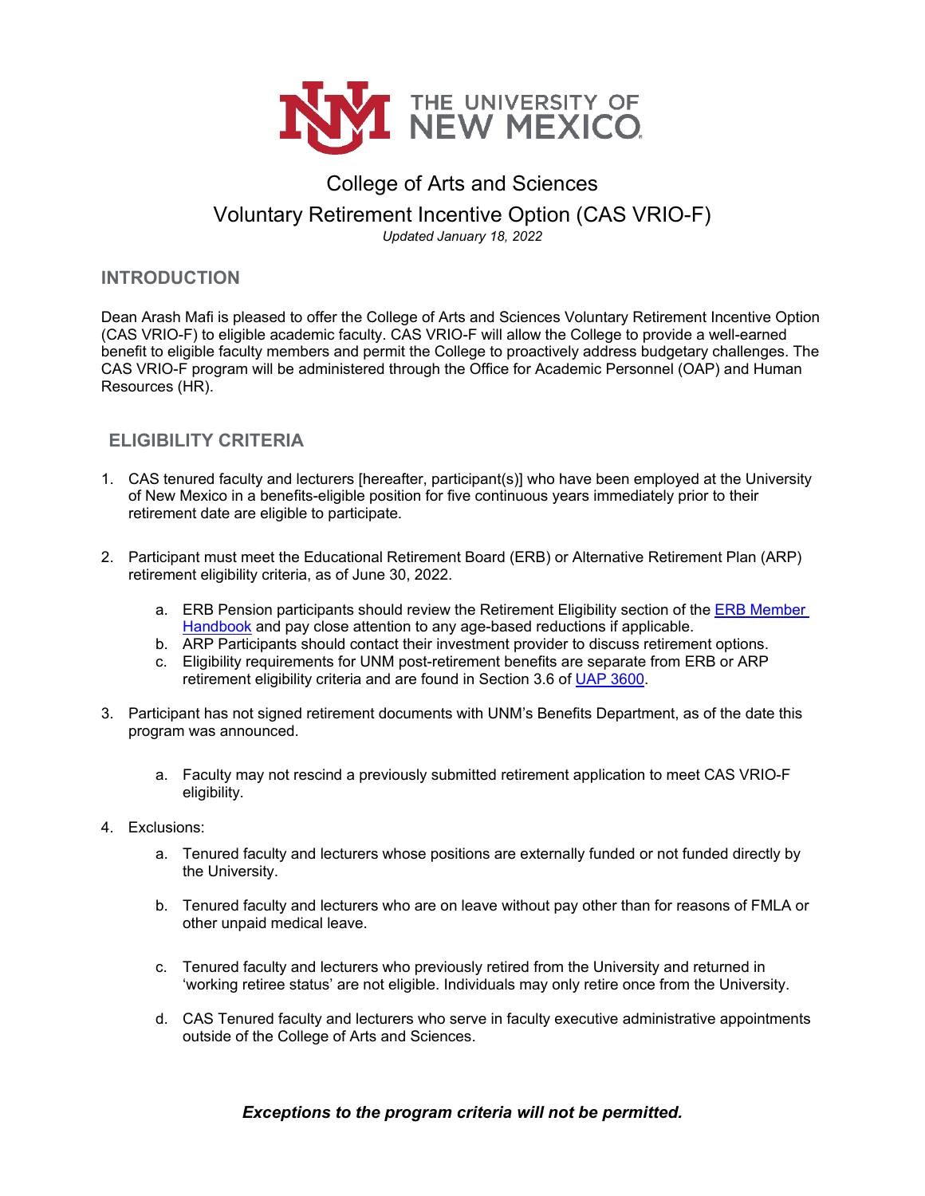THE UNIVERSITY OF NEW MEXICO

# College of Arts and Sciences
# Voluntary Retirement Incentive Option (CAS VRIO-F)

*Updated January 18, 2022*

## INTRODUCTION

Dean Arash Mafi is pleased to offer the College of Arts and Sciences Voluntary Retirement Incentive Option (CAS VRIO-F) to eligible academic faculty. CAS VRIO-F will allow the College to provide a well-earned benefit to eligible faculty members and permit the College to proactively address budgetary challenges. The CAS VRIO-F program will be administered through the Office for Academic Personnel (OAP) and Human Resources (HR).

## ELIGIBILITY CRITERIA

1. CAS tenured faculty and lecturers [hereafter, participant(s)] who have been employed at the University of New Mexico in a benefits-eligible position for five continuous years immediately prior to their retirement date are eligible to participate.

2. Participant must meet the Educational Retirement Board (ERB) or Alternative Retirement Plan (ARP) retirement eligibility criteria, as of June 30, 2022.

   a. ERB Pension participants should review the Retirement Eligibility section of the ERB Member Handbook and pay close attention to any age-based reductions if applicable.
   b. ARP Participants should contact their investment provider to discuss retirement options.
   c. Eligibility requirements for UNM post-retirement benefits are separate from ERB or ARP retirement eligibility criteria and are found in Section 3.6 of UAP 3600.

3. Participant has not signed retirement documents with UNM's Benefits Department, as of the date this program was announced.

   a. Faculty may not rescind a previously submitted retirement application to meet CAS VRIO-F eligibility.

4. Exclusions:

   a. Tenured faculty and lecturers whose positions are externally funded or not funded directly by the University.

   b. Tenured faculty and lecturers who are on leave without pay other than for reasons of FMLA or other unpaid medical leave.

   c. Tenured faculty and lecturers who previously retired from the University and returned in 'working retiree status' are not eligible. Individuals may only retire once from the University.

   d. CAS Tenured faculty and lecturers who serve in faculty executive administrative appointments outside of the College of Arts and Sciences.

***Exceptions to the program criteria will not be permitted.***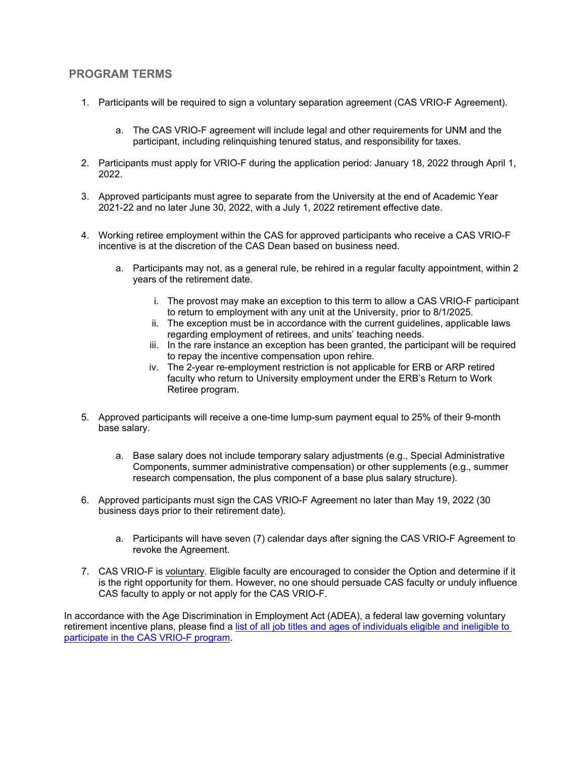## PROGRAM TERMS

1. Participants will be required to sign a voluntary separation agreement (CAS VRIO-F Agreement).
    a. The CAS VRIO-F agreement will include legal and other requirements for UNM and the participant, including relinquishing tenured status, and responsibility for taxes.
2. Participants must apply for VRIO-F during the application period: January 18, 2022 through April 1, 2022.
3. Approved participants must agree to separate from the University at the end of Academic Year 2021-22 and no later June 30, 2022, with a July 1, 2022 retirement effective date.
4. Working retiree employment within the CAS for approved participants who receive a CAS VRIO-F incentive is at the discretion of the CAS Dean based on business need.
    a. Participants may not, as a general rule, be rehired in a regular faculty appointment, within 2 years of the retirement date.
        i. The provost may make an exception to this term to allow a CAS VRIO-F participant to return to employment with any unit at the University, prior to 8/1/2025.
        ii. The exception must be in accordance with the current guidelines, applicable laws regarding employment of retirees, and units' teaching needs.
        iii. In the rare instance an exception has been granted, the participant will be required to repay the incentive compensation upon rehire.
        iv. The 2-year re-employment restriction is not applicable for ERB or ARP retired faculty who return to University employment under the ERB's Return to Work Retiree program.
5. Approved participants will receive a one-time lump-sum payment equal to 25% of their 9-month base salary.
    a. Base salary does not include temporary salary adjustments (e.g., Special Administrative Components, summer administrative compensation) or other supplements (e.g., summer research compensation, the plus component of a base plus salary structure).
6. Approved participants must sign the CAS VRIO-F Agreement no later than May 19, 2022 (30 business days prior to their retirement date).
    a. Participants will have seven (7) calendar days after signing the CAS VRIO-F Agreement to revoke the Agreement.
7. CAS VRIO-F is voluntary. Eligible faculty are encouraged to consider the Option and determine if it is the right opportunity for them. However, no one should persuade CAS faculty or unduly influence CAS faculty to apply or not apply for the CAS VRIO-F.

In accordance with the Age Discrimination in Employment Act (ADEA), a federal law governing voluntary retirement incentive plans, please find a list of all job titles and ages of individuals eligible and ineligible to participate in the CAS VRIO-F program.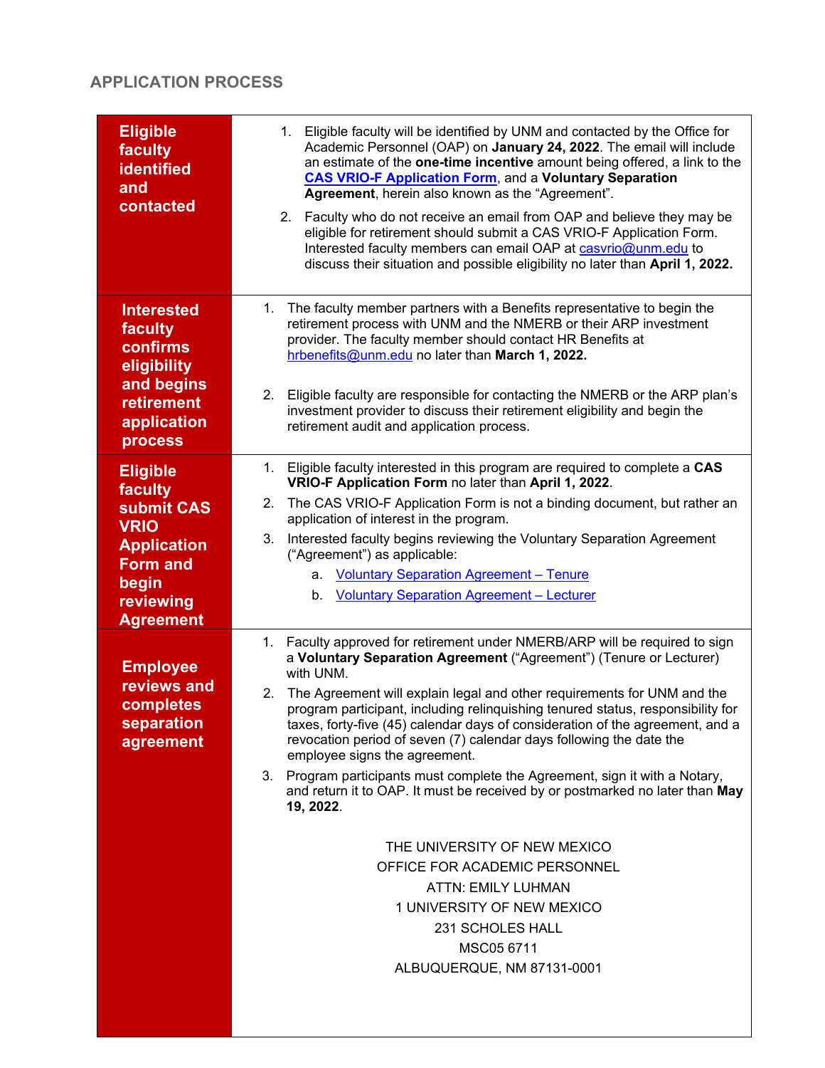## APPLICATION PROCESS

| | |
|---|---|
| **Eligible faculty identified and contacted** | 1. Eligible faculty will be identified by UNM and contacted by the Office for Academic Personnel (OAP) on **January 24, 2022**. The email will include an estimate of the **one-time incentive** amount being offered, a link to the **CAS VRIO-F Application Form**, and a **Voluntary Separation Agreement**, herein also known as the "Agreement".<br>2. Faculty who do not receive an email from OAP and believe they may be eligible for retirement should submit a CAS VRIO-F Application Form. Interested faculty members can email OAP at casvrio@unm.edu to discuss their situation and possible eligibility no later than **April 1, 2022.** |
| **Interested faculty confirms eligibility and begins retirement application process** | 1. The faculty member partners with a Benefits representative to begin the retirement process with UNM and the NMERB or their ARP investment provider. The faculty member should contact HR Benefits at hrbenefits@unm.edu no later than **March 1, 2022.**<br>2. Eligible faculty are responsible for contacting the NMERB or the ARP plan's investment provider to discuss their retirement eligibility and begin the retirement audit and application process. |
| **Eligible faculty submit CAS VRIO Application Form and begin reviewing Agreement** | 1. Eligible faculty interested in this program are required to complete a **CAS VRIO-F Application Form** no later than **April 1, 2022**.<br>2. The CAS VRIO-F Application Form is not a binding document, but rather an application of interest in the program.<br>3. Interested faculty begins reviewing the Voluntary Separation Agreement ("Agreement") as applicable:<br>a. Voluntary Separation Agreement – Tenure<br>b. Voluntary Separation Agreement – Lecturer |
| **Employee reviews and completes separation agreement** | 1. Faculty approved for retirement under NMERB/ARP will be required to sign a **Voluntary Separation Agreement** ("Agreement") (Tenure or Lecturer) with UNM.<br>2. The Agreement will explain legal and other requirements for UNM and the program participant, including relinquishing tenured status, responsibility for taxes, forty-five (45) calendar days of consideration of the agreement, and a revocation period of seven (7) calendar days following the date the employee signs the agreement.<br>3. Program participants must complete the Agreement, sign it with a Notary, and return it to OAP. It must be received by or postmarked no later than **May 19, 2022**.<br><br>THE UNIVERSITY OF NEW MEXICO<br>OFFICE FOR ACADEMIC PERSONNEL<br>ATTN: EMILY LUHMAN<br>1 UNIVERSITY OF NEW MEXICO<br>231 SCHOLES HALL<br>MSC05 6711<br>ALBUQUERQUE, NM 87131-0001 |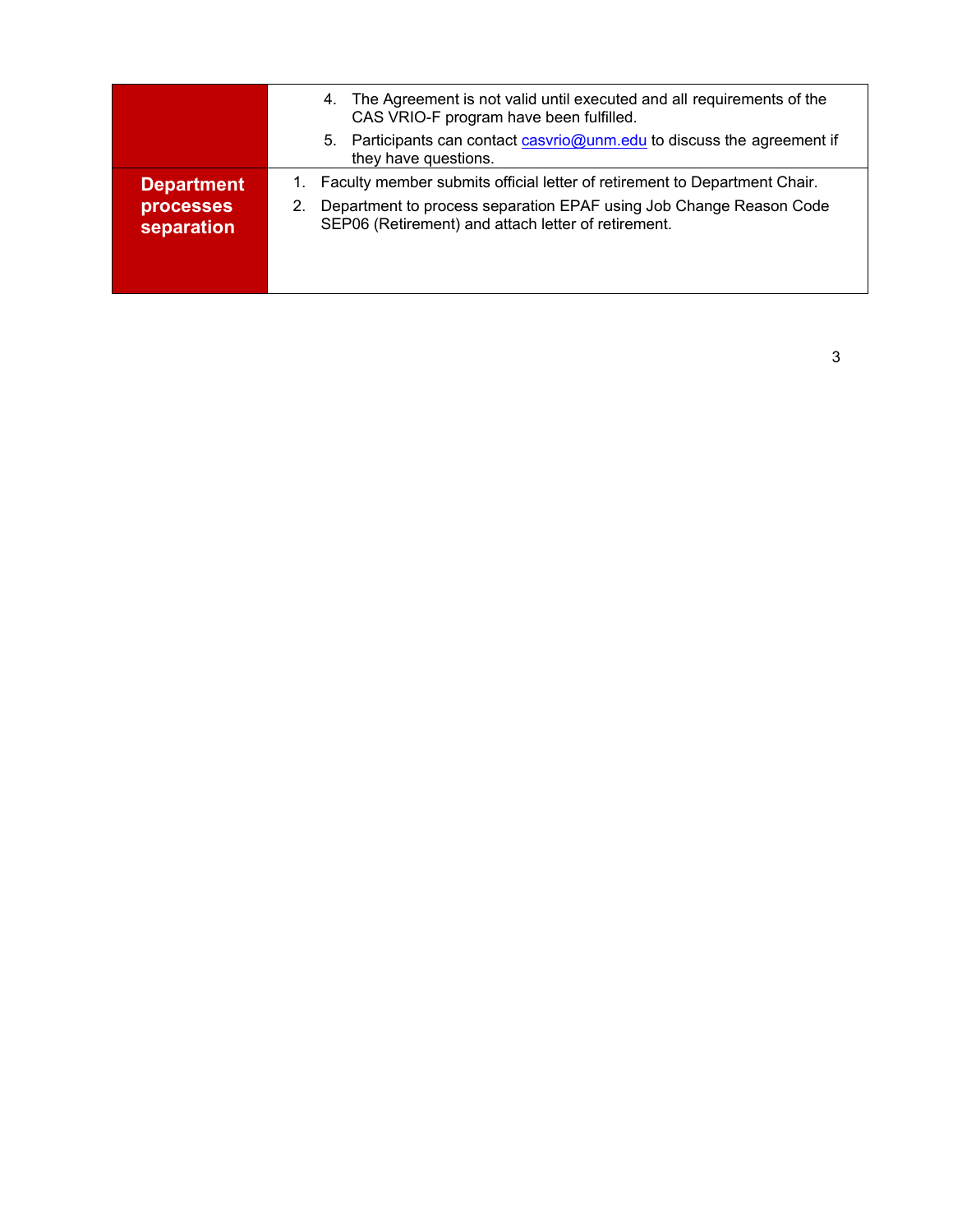| | |
|---|---|
| | 4. The Agreement is not valid until executed and all requirements of the CAS VRIO-F program have been fulfilled.<br>5. Participants can contact casvrio@unm.edu to discuss the agreement if they have questions. |
| **Department processes separation** | 1. Faculty member submits official letter of retirement to Department Chair.<br>2. Department to process separation EPAF using Job Change Reason Code SEP06 (Retirement) and attach letter of retirement. |